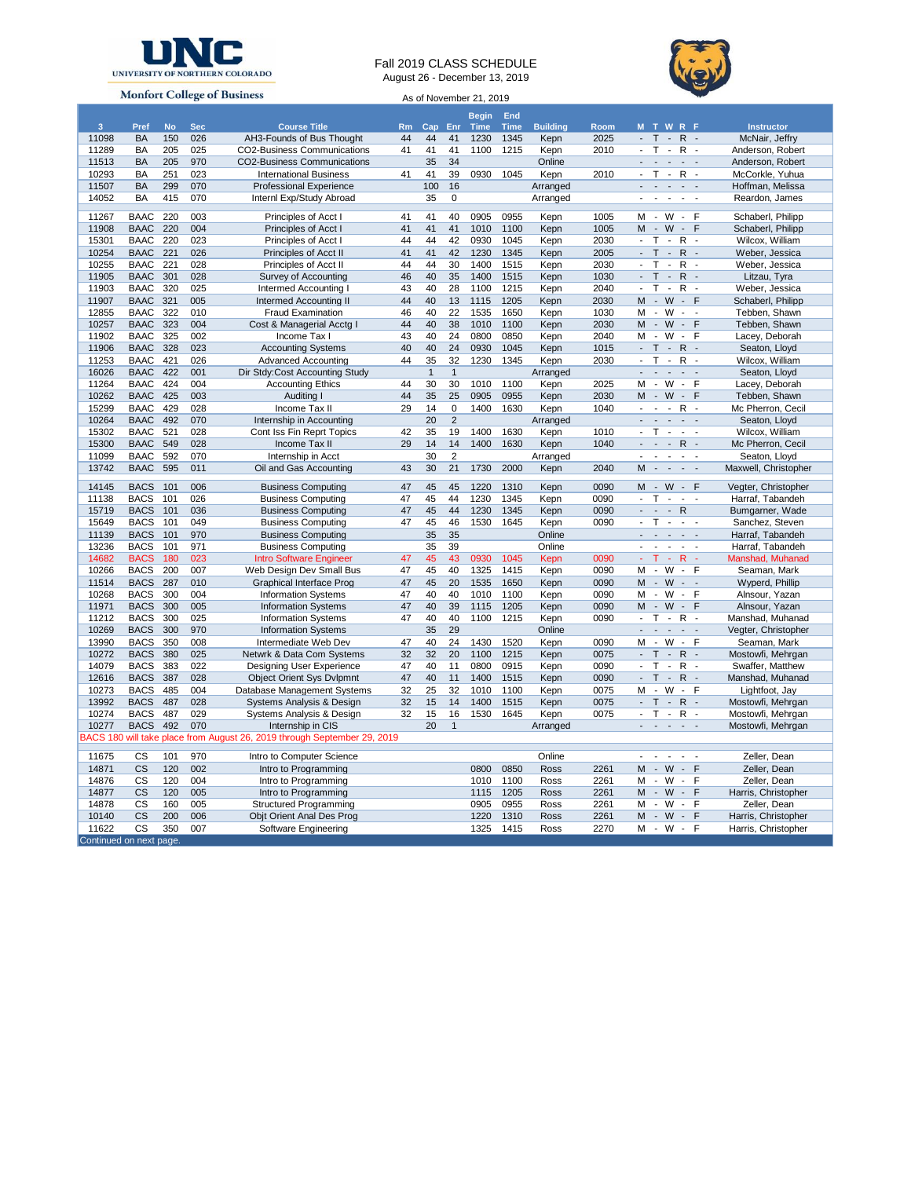UNIVERSITY OF NORTHERN COLORADO

Monfort College of Business

# Fall 2019 CLASS SCHEDULE

August 26 - December 13, 2019

As of November 21, 2019

| 3 | Pref | No | Sec | Course Title | Rm | Cap | Enr | Begin Time | End Time | Building | Room | M T W R F | Instructor |
|---|---|---|---|---|---|---|---|---|---|---|---|---|---|
| 11098 | BA | 150 | 026 | AH3-Founds of Bus Thought | 44 | 44 | 41 | 1230 | 1345 | Kepn | 2025 | - T - R - | McNair, Jeffry |
| 11289 | BA | 205 | 025 | CO2-Business Communications | 41 | 41 | 41 | 1100 | 1215 | Kepn | 2010 | - T - R - | Anderson, Robert |
| 11513 | BA | 205 | 970 | CO2-Business Communications | | 35 | 34 | | | Online | | - - - - - | Anderson, Robert |
| 10293 | BA | 251 | 023 | International Business | 41 | 41 | 39 | 0930 | 1045 | Kepn | 2010 | - T - R - | McCorkle, Yuhua |
| 11507 | BA | 299 | 070 | Professional Experience | | 100 | 16 | | | Arranged | | - - - - - | Hoffman, Melissa |
| 14052 | BA | 415 | 070 | Internl Exp/Study Abroad | | 35 | 0 | | | Arranged | | - - - - - | Reardon, James |
| | | | | | | | | | | | | | |
| 11267 | BAAC | 220 | 003 | Principles of Acct I | 41 | 41 | 40 | 0905 | 0955 | Kepn | 1005 | M - W - F | Schaberl, Philipp |
| 11908 | BAAC | 220 | 004 | Principles of Acct I | 41 | 41 | 41 | 1010 | 1100 | Kepn | 1005 | M - W - F | Schaberl, Philipp |
| 15301 | BAAC | 220 | 023 | Principles of Acct I | 44 | 44 | 42 | 0930 | 1045 | Kepn | 2030 | - T - R - | Wilcox, William |
| 10254 | BAAC | 221 | 026 | Principles of Acct II | 41 | 41 | 42 | 1230 | 1345 | Kepn | 2005 | - T - R - | Weber, Jessica |
| 10255 | BAAC | 221 | 028 | Principles of Acct II | 44 | 44 | 30 | 1400 | 1515 | Kepn | 2030 | - T - R - | Weber, Jessica |
| 11905 | BAAC | 301 | 028 | Survey of Accounting | 46 | 40 | 35 | 1400 | 1515 | Kepn | 1030 | - T - R - | Litzau, Tyra |
| 11903 | BAAC | 320 | 025 | Intermed Accounting I | 43 | 40 | 28 | 1100 | 1215 | Kepn | 2040 | - T - R - | Weber, Jessica |
| 11907 | BAAC | 321 | 005 | Intermed Accounting II | 44 | 40 | 13 | 1115 | 1205 | Kepn | 2030 | M - W - F | Schaberl, Philipp |
| 12855 | BAAC | 322 | 010 | Fraud Examination | 46 | 40 | 22 | 1535 | 1650 | Kepn | 1030 | M - W - - | Tebben, Shawn |
| 10257 | BAAC | 323 | 004 | Cost & Managerial Acctg I | 44 | 40 | 38 | 1010 | 1100 | Kepn | 2030 | M - W - F | Tebben, Shawn |
| 11902 | BAAC | 325 | 002 | Income Tax I | 43 | 40 | 24 | 0800 | 0850 | Kepn | 2040 | M - W - F | Lacey, Deborah |
| 11906 | BAAC | 328 | 023 | Accounting Systems | 40 | 40 | 24 | 0930 | 1045 | Kepn | 1015 | - T - R - | Seaton, Lloyd |
| 11253 | BAAC | 421 | 026 | Advanced Accounting | 44 | 35 | 32 | 1230 | 1345 | Kepn | 2030 | - T - R - | Wilcox, William |
| 16026 | BAAC | 422 | 001 | Dir Stdy:Cost Accounting Study | | 1 | 1 | | | Arranged | | - - - - - | Seaton, Lloyd |
| 11264 | BAAC | 424 | 004 | Accounting Ethics | 44 | 30 | 30 | 1010 | 1100 | Kepn | 2025 | M - W - F | Lacey, Deborah |
| 10262 | BAAC | 425 | 003 | Auditing I | 44 | 35 | 25 | 0905 | 0955 | Kepn | 2030 | M - W - F | Tebben, Shawn |
| 15299 | BAAC | 429 | 028 | Income Tax II | 29 | 14 | 0 | 1400 | 1630 | Kepn | 1040 | - - - R - | Mc Pherron, Cecil |
| 10264 | BAAC | 492 | 070 | Internship in Accounting | | 20 | 2 | | | Arranged | | - - - - - | Seaton, Lloyd |
| 15302 | BAAC | 521 | 028 | Cont Iss Fin Reprt Topics | 42 | 35 | 19 | 1400 | 1630 | Kepn | 1010 | - T - - - | Wilcox, William |
| 15300 | BAAC | 549 | 028 | Income Tax II | 29 | 14 | 14 | 1400 | 1630 | Kepn | 1040 | - - - R - | Mc Pherron, Cecil |
| 11099 | BAAC | 592 | 070 | Internship in Acct | | 30 | 2 | | | Arranged | | - - - - - | Seaton, Lloyd |
| 13742 | BAAC | 595 | 011 | Oil and Gas Accounting | 43 | 30 | 21 | 1730 | 2000 | Kepn | 2040 | M - - - - | Maxwell, Christopher |
| | | | | | | | | | | | | | |
| 14145 | BACS | 101 | 006 | Business Computing | 47 | 45 | 45 | 1220 | 1310 | Kepn | 0090 | M - W - F | Vegter, Christopher |
| 11138 | BACS | 101 | 026 | Business Computing | 47 | 45 | 44 | 1230 | 1345 | Kepn | 0090 | - T - - - | Harraf, Tabandeh |
| 15719 | BACS | 101 | 036 | Business Computing | 47 | 45 | 44 | 1230 | 1345 | Kepn | 0090 | - - - R | Bumgarner, Wade |
| 15649 | BACS | 101 | 049 | Business Computing | 47 | 45 | 46 | 1530 | 1645 | Kepn | 0090 | - T - - - | Sanchez, Steven |
| 11139 | BACS | 101 | 970 | Business Computing | | 35 | 35 | | | Online | | - - - - - | Harraf, Tabandeh |
| 13236 | BACS | 101 | 971 | Business Computing | | 35 | 39 | | | Online | | - - - - - | Harraf, Tabandeh |
| 14682 | BACS | 180 | 023 | Intro Software Engineer | 47 | 45 | 43 | 0930 | 1045 | Kepn | 0090 | - T - R - | Manshad, Muhanad |
| 10266 | BACS | 200 | 007 | Web Design Dev Small Bus | 47 | 45 | 40 | 1325 | 1415 | Kepn | 0090 | M - W - F | Seaman, Mark |
| 11514 | BACS | 287 | 010 | Graphical Interface Prog | 47 | 45 | 20 | 1535 | 1650 | Kepn | 0090 | M - W - - | Wyperd, Phillip |
| 10268 | BACS | 300 | 004 | Information Systems | 47 | 40 | 40 | 1010 | 1100 | Kepn | 0090 | M - W - F | Alnsour, Yazan |
| 11971 | BACS | 300 | 005 | Information Systems | 47 | 40 | 39 | 1115 | 1205 | Kepn | 0090 | M - W - F | Alnsour, Yazan |
| 11212 | BACS | 300 | 025 | Information Systems | 47 | 40 | 40 | 1100 | 1215 | Kepn | 0090 | - T - R - | Manshad, Muhanad |
| 10269 | BACS | 300 | 970 | Information Systems | | 35 | 29 | | | Online | | - - - - - | Vegter, Christopher |
| 13990 | BACS | 350 | 008 | Intermediate Web Dev | 47 | 40 | 24 | 1430 | 1520 | Kepn | 0090 | M - W - F | Seaman, Mark |
| 10272 | BACS | 380 | 025 | Netwrk & Data Com Systems | 32 | 32 | 20 | 1100 | 1215 | Kepn | 0075 | - T - R - | Mostowfi, Mehrgan |
| 14079 | BACS | 383 | 022 | Designing User Experience | 47 | 40 | 11 | 0800 | 0915 | Kepn | 0090 | - T - R - | Swaffer, Matthew |
| 12616 | BACS | 387 | 028 | Object Orient Sys Dvlpmnt | 47 | 40 | 11 | 1400 | 1515 | Kepn | 0090 | - T - R - | Manshad, Muhanad |
| 10273 | BACS | 485 | 004 | Database Management Systems | 32 | 25 | 32 | 1010 | 1100 | Kepn | 0075 | M - W - F | Lightfoot, Jay |
| 13992 | BACS | 487 | 028 | Systems Analysis & Design | 32 | 15 | 14 | 1400 | 1515 | Kepn | 0075 | - T - R - | Mostowfi, Mehrgan |
| 10274 | BACS | 487 | 029 | Systems Analysis & Design | 32 | 15 | 16 | 1530 | 1645 | Kepn | 0075 | - T - R - | Mostowfi, Mehrgan |
| 10277 | BACS | 492 | 070 | Internship in CIS | | 20 | 1 | | | Arranged | | - - - - - | Mostowfi, Mehrgan |
| BACS 180 will take place from August 26, 2019 through September 29, 2019 | | | | | | | | | | | | | |
| | | | | | | | | | | | | | |
| 11675 | CS | 101 | 970 | Intro to Computer Science | | | | | | Online | | - - - - - | Zeller, Dean |
| 14871 | CS | 120 | 002 | Intro to Programming | | | | 0800 | 0850 | Ross | 2261 | M - W - F | Zeller, Dean |
| 14876 | CS | 120 | 004 | Intro to Programming | | | | 1010 | 1100 | Ross | 2261 | M - W - F | Zeller, Dean |
| 14877 | CS | 120 | 005 | Intro to Programming | | | | 1115 | 1205 | Ross | 2261 | M - W - F | Harris, Christopher |
| 14878 | CS | 160 | 005 | Structured Programming | | | | 0905 | 0955 | Ross | 2261 | M - W - F | Zeller, Dean |
| 10140 | CS | 200 | 006 | Objt Orient Anal Des Prog | | | | 1220 | 1310 | Ross | 2261 | M - W - F | Harris, Christopher |
| 11622 | CS | 350 | 007 | Software Engineering | | | | 1325 | 1415 | Ross | 2270 | M - W - F | Harris, Christopher |

Continued on next page.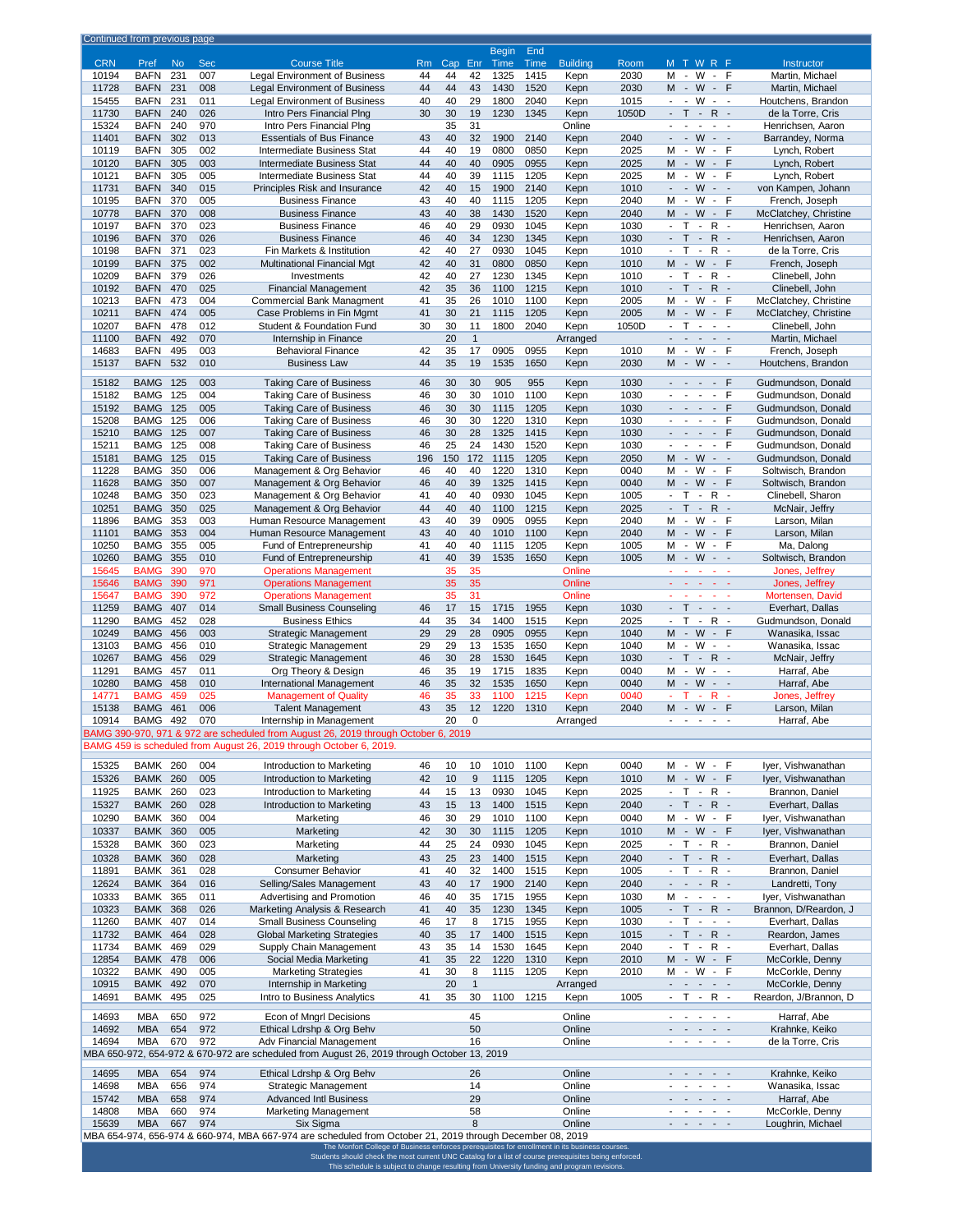Continued from previous page

| CRN | Pref | No | Sec | Course Title | Rm | Cap | Enr | Begin Time | End Time | Building | Room | M T W R F | Instructor |
|---|---|---|---|---|---|---|---|---|---|---|---|---|---|
| 10194 | BAFN | 231 | 007 | Legal Environment of Business | 44 | 44 | 42 | 1325 | 1415 | Kepn | 2030 | M - W - F | Martin, Michael |
| 11728 | BAFN | 231 | 008 | Legal Environment of Business | 44 | 44 | 43 | 1430 | 1520 | Kepn | 2030 | M - W - F | Martin, Michael |
| 15455 | BAFN | 231 | 011 | Legal Environment of Business | 40 | 40 | 29 | 1800 | 2040 | Kepn | 1015 | - - W - - | Houtchens, Brandon |
| 11730 | BAFN | 240 | 026 | Intro Pers Financial Plng | 30 | 30 | 19 | 1230 | 1345 | Kepn | 1050D | - T - R - | de la Torre, Cris |
| 15324 | BAFN | 240 | 970 | Intro Pers Financial Plng | | 35 | 31 | | | Online | | - - - - - | Henrichsen, Aaron |
| 11401 | BAFN | 302 | 013 | Essentials of Bus Finance | 43 | 40 | 32 | 1900 | 2140 | Kepn | 2040 | - - W - - | Barrandey, Norma |
| 10119 | BAFN | 305 | 002 | Intermediate Business Stat | 44 | 40 | 19 | 0800 | 0850 | Kepn | 2025 | M - W - F | Lynch, Robert |
| 10120 | BAFN | 305 | 003 | Intermediate Business Stat | 44 | 40 | 40 | 0905 | 0955 | Kepn | 2025 | M - W - F | Lynch, Robert |
| 10121 | BAFN | 305 | 005 | Intermediate Business Stat | 44 | 40 | 39 | 1115 | 1205 | Kepn | 2025 | M - W - F | Lynch, Robert |
| 11731 | BAFN | 340 | 015 | Principles Risk and Insurance | 42 | 40 | 15 | 1900 | 2140 | Kepn | 1010 | - - W - - | von Kampen, Johann |
| 10195 | BAFN | 370 | 005 | Business Finance | 43 | 40 | 40 | 1115 | 1205 | Kepn | 2040 | M - W - F | French, Joseph |
| 10778 | BAFN | 370 | 008 | Business Finance | 43 | 40 | 38 | 1430 | 1520 | Kepn | 2040 | M - W - F | McClatchey, Christine |
| 10197 | BAFN | 370 | 023 | Business Finance | 46 | 40 | 29 | 0930 | 1045 | Kepn | 1030 | - T - R - | Henrichsen, Aaron |
| 10196 | BAFN | 370 | 026 | Business Finance | 46 | 40 | 34 | 1230 | 1345 | Kepn | 1030 | - T - R - | Henrichsen, Aaron |
| 10198 | BAFN | 371 | 023 | Fin Markets & Institution | 42 | 40 | 27 | 0930 | 1045 | Kepn | 1010 | - T - R - | de la Torre, Cris |
| 10199 | BAFN | 375 | 002 | Multinational Financial Mgt | 42 | 40 | 31 | 0800 | 0850 | Kepn | 1010 | M - W - F | French, Joseph |
| 10209 | BAFN | 379 | 026 | Investments | 42 | 40 | 27 | 1230 | 1345 | Kepn | 1010 | - T - R - | Clinebell, John |
| 10192 | BAFN | 470 | 025 | Financial Management | 42 | 35 | 36 | 1100 | 1215 | Kepn | 1010 | - T - R - | Clinebell, John |
| 10213 | BAFN | 473 | 004 | Commercial Bank Managment | 41 | 35 | 26 | 1010 | 1100 | Kepn | 2005 | M - W - F | McClatchey, Christine |
| 10211 | BAFN | 474 | 005 | Case Problems in Fin Mgmt | 41 | 30 | 21 | 1115 | 1205 | Kepn | 2005 | M - W - F | McClatchey, Christine |
| 10207 | BAFN | 478 | 012 | Student & Foundation Fund | 30 | 30 | 11 | 1800 | 2040 | Kepn | 1050D | - T - - - | Clinebell, John |
| 11100 | BAFN | 492 | 070 | Internship in Finance | | 20 | 1 | | | Arranged | | - - - - - | Martin, Michael |
| 14683 | BAFN | 495 | 003 | Behavioral Finance | 42 | 35 | 17 | 0905 | 0955 | Kepn | 1010 | M - W - F | French, Joseph |
| 15137 | BAFN | 532 | 010 | Business Law | 44 | 35 | 19 | 1535 | 1650 | Kepn | 2030 | M - W - - | Houtchens, Brandon |
| 15182 | BAMG | 125 | 003 | Taking Care of Business | 46 | 30 | 30 | 905 | 955 | Kepn | 1030 | - - - - F | Gudmundson, Donald |
| 15182 | BAMG | 125 | 004 | Taking Care of Business | 46 | 30 | 30 | 1010 | 1100 | Kepn | 1030 | - - - - F | Gudmundson, Donald |
| 15192 | BAMG | 125 | 005 | Taking Care of Business | 46 | 30 | 30 | 1115 | 1205 | Kepn | 1030 | - - - - F | Gudmundson, Donald |
| 15208 | BAMG | 125 | 006 | Taking Care of Business | 46 | 30 | 30 | 1220 | 1310 | Kepn | 1030 | - - - - F | Gudmundson, Donald |
| 15210 | BAMG | 125 | 007 | Taking Care of Business | 46 | 30 | 28 | 1325 | 1415 | Kepn | 1030 | - - - - F | Gudmundson, Donald |
| 15211 | BAMG | 125 | 008 | Taking Care of Business | 46 | 25 | 24 | 1430 | 1520 | Kepn | 1030 | - - - - F | Gudmundson, Donald |
| 15181 | BAMG | 125 | 015 | Taking Care of Business | 196 | 150 | 172 | 1115 | 1205 | Kepn | 2050 | M - W - - | Gudmundson, Donald |
| 11228 | BAMG | 350 | 006 | Management & Org Behavior | 46 | 40 | 40 | 1220 | 1310 | Kepn | 0040 | M - W - F | Soltwisch, Brandon |
| 11628 | BAMG | 350 | 007 | Management & Org Behavior | 46 | 40 | 39 | 1325 | 1415 | Kepn | 0040 | M - W - F | Soltwisch, Brandon |
| 10248 | BAMG | 350 | 023 | Management & Org Behavior | 41 | 40 | 40 | 0930 | 1045 | Kepn | 1005 | - T - R - | Clinebell, Sharon |
| 10251 | BAMG | 350 | 025 | Management & Org Behavior | 44 | 40 | 40 | 1100 | 1215 | Kepn | 2025 | - T - R - | McNair, Jeffry |
| 11896 | BAMG | 353 | 003 | Human Resource Management | 43 | 40 | 39 | 0905 | 0955 | Kepn | 2040 | M - W - F | Larson, Milan |
| 11101 | BAMG | 353 | 004 | Human Resource Management | 43 | 40 | 40 | 1010 | 1100 | Kepn | 2040 | M - W - F | Larson, Milan |
| 10250 | BAMG | 355 | 005 | Fund of Entrepreneurship | 41 | 40 | 40 | 1115 | 1205 | Kepn | 1005 | M - W - F | Ma, Dalong |
| 10260 | BAMG | 355 | 010 | Fund of Entrepreneurship | 41 | 40 | 39 | 1535 | 1650 | Kepn | 1005 | M - W - - | Soltwisch, Brandon |
| 15645 | BAMG | 390 | 970 | Operations Management | | 35 | 35 | | | Online | | - - - - - | Jones, Jeffrey |
| 15646 | BAMG | 390 | 971 | Operations Management | | 35 | 35 | | | Online | | - - - - - | Jones, Jeffrey |
| 15647 | BAMG | 390 | 972 | Operations Management | | 35 | 31 | | | Online | | - - - - - | Mortensen, David |
| 11259 | BAMG | 407 | 014 | Small Business Counseling | 46 | 17 | 15 | 1715 | 1955 | Kepn | 1030 | - T - - - | Everhart, Dallas |
| 11290 | BAMG | 452 | 028 | Business Ethics | 44 | 35 | 34 | 1400 | 1515 | Kepn | 2025 | - T - R - | Gudmundson, Donald |
| 10249 | BAMG | 456 | 003 | Strategic Management | 29 | 29 | 28 | 0905 | 0955 | Kepn | 1040 | M - W - F | Wanasika, Issac |
| 13103 | BAMG | 456 | 010 | Strategic Management | 29 | 29 | 13 | 1535 | 1650 | Kepn | 1040 | M - W - - | Wanasika, Issac |
| 10267 | BAMG | 456 | 029 | Strategic Management | 46 | 30 | 28 | 1530 | 1645 | Kepn | 1030 | - T - R - | McNair, Jeffry |
| 11291 | BAMG | 457 | 011 | Org Theory & Design | 46 | 35 | 19 | 1715 | 1835 | Kepn | 0040 | M - W - - | Harraf, Abe |
| 10280 | BAMG | 458 | 010 | International Management | 46 | 35 | 32 | 1535 | 1650 | Kepn | 0040 | M - W - - | Harraf, Abe |
| 14771 | BAMG | 459 | 025 | Management of Quality | 46 | 35 | 33 | 1100 | 1215 | Kepn | 0040 | - T - R - | Jones, Jeffrey |
| 15138 | BAMG | 461 | 006 | Talent Management | 43 | 35 | 12 | 1220 | 1310 | Kepn | 2040 | M - W - F | Larson, Milan |
| 10914 | BAMG | 492 | 070 | Internship in Management | | 20 | 0 | | | Arranged | | - - - - - | Harraf, Abe |

BAMG 390-970, 971 & 972 are scheduled from August 26, 2019 through October 6, 2019

BAMG 459 is scheduled from August 26, 2019 through October 6, 2019.

| CRN | Pref | No | Sec | Course Title | Rm | Cap | Enr | Begin Time | End Time | Building | Room | M T W R F | Instructor |
|---|---|---|---|---|---|---|---|---|---|---|---|---|---|
| 15325 | BAMK | 260 | 004 | Introduction to Marketing | 46 | 10 | 10 | 1010 | 1100 | Kepn | 0040 | M - W - F | Iyer, Vishwanathan |
| 15326 | BAMK | 260 | 005 | Introduction to Marketing | 42 | 10 | 9 | 1115 | 1205 | Kepn | 1010 | M - W - F | Iyer, Vishwanathan |
| 11925 | BAMK | 260 | 023 | Introduction to Marketing | 44 | 15 | 13 | 0930 | 1045 | Kepn | 2025 | - T - R - | Brannon, Daniel |
| 15327 | BAMK | 260 | 028 | Introduction to Marketing | 43 | 15 | 13 | 1400 | 1515 | Kepn | 2040 | - T - R - | Everhart, Dallas |
| 10290 | BAMK | 360 | 004 | Marketing | 46 | 30 | 29 | 1010 | 1100 | Kepn | 0040 | M - W - F | Iyer, Vishwanathan |
| 10337 | BAMK | 360 | 005 | Marketing | 42 | 30 | 30 | 1115 | 1205 | Kepn | 1010 | M - W - F | Iyer, Vishwanathan |
| 15328 | BAMK | 360 | 023 | Marketing | 44 | 25 | 24 | 0930 | 1045 | Kepn | 2025 | - T - R - | Brannon, Daniel |
| 10328 | BAMK | 360 | 028 | Marketing | 43 | 25 | 23 | 1400 | 1515 | Kepn | 2040 | - T - R - | Everhart, Dallas |
| 11891 | BAMK | 361 | 028 | Consumer Behavior | 41 | 40 | 32 | 1400 | 1515 | Kepn | 1005 | - T - R - | Brannon, Daniel |
| 12624 | BAMK | 364 | 016 | Selling/Sales Management | 43 | 40 | 17 | 1900 | 2140 | Kepn | 2040 | - - - R - | Landretti, Tony |
| 10333 | BAMK | 365 | 011 | Advertising and Promotion | 46 | 40 | 35 | 1715 | 1955 | Kepn | 1030 | M - - - - | Iyer, Vishwanathan |
| 10323 | BAMK | 368 | 026 | Marketing Analysis & Research | 41 | 40 | 35 | 1230 | 1345 | Kepn | 1005 | - T - R - | Brannon, D/Reardon, J |
| 11260 | BAMK | 407 | 014 | Small Business Counseling | 46 | 17 | 8 | 1715 | 1955 | Kepn | 1030 | - T - - - | Everhart, Dallas |
| 11732 | BAMK | 464 | 028 | Global Marketing Strategies | 40 | 35 | 17 | 1400 | 1515 | Kepn | 1015 | - T - R - | Reardon, James |
| 11734 | BAMK | 469 | 029 | Supply Chain Management | 43 | 35 | 14 | 1530 | 1645 | Kepn | 2040 | - T - R - | Everhart, Dallas |
| 12854 | BAMK | 478 | 006 | Social Media Marketing | 41 | 35 | 22 | 1220 | 1310 | Kepn | 2010 | M - W - F | McCorkle, Denny |
| 10322 | BAMK | 490 | 005 | Marketing Strategies | 41 | 30 | 8 | 1115 | 1205 | Kepn | 2010 | M - W - F | McCorkle, Denny |
| 10915 | BAMK | 492 | 070 | Internship in Marketing | | 20 | 1 | | | Arranged | | - - - - - | McCorkle, Denny |
| 14691 | BAMK | 495 | 025 | Intro to Business Analytics | 41 | 35 | 30 | 1100 | 1215 | Kepn | 1005 | - T - R - | Reardon, J/Brannon, D |
| 14693 | MBA | 650 | 972 | Econ of Mngrl Decisions | | 45 | | | | Online | | - - - - - | Harraf, Abe |
| 14692 | MBA | 654 | 972 | Ethical Ldrshp & Org Behv | | 50 | | | | Online | | - - - - - | Krahnke, Keiko |
| 14694 | MBA | 670 | 972 | Adv Financial Management | | 16 | | | | Online | | - - - - - | de la Torre, Cris |

MBA 650-972, 654-972 & 670-972 are scheduled from August 26, 2019 through October 13, 2019

| CRN | Pref | No | Sec | Course Title | Rm | Cap | Enr | Begin Time | End Time | Building | Room | M T W R F | Instructor |
|---|---|---|---|---|---|---|---|---|---|---|---|---|---|
| 14695 | MBA | 654 | 974 | Ethical Ldrshp & Org Behv | | 26 | | | | Online | | - - - - - | Krahnke, Keiko |
| 14698 | MBA | 656 | 974 | Strategic Management | | 14 | | | | Online | | - - - - - | Wanasika, Issac |
| 15742 | MBA | 658 | 974 | Advanced Intl Business | | 29 | | | | Online | | - - - - - | Harraf, Abe |
| 14808 | MBA | 660 | 974 | Marketing Management | | 58 | | | | Online | | - - - - - | McCorkle, Denny |
| 15639 | MBA | 667 | 974 | Six Sigma | | 8 | | | | Online | | - - - - - | Loughrin, Michael |

MBA 654-974, 656-974 & 660-974, MBA 667-974 are scheduled from October 21, 2019 through December 08, 2019

The Monfort College of Business enforces prerequisites for enrollment in its business courses.
Students should check the most current UNC Catalog for a list of course prerequisites being enforced.
This schedule is subject to change resulting from University funding and program revisions.